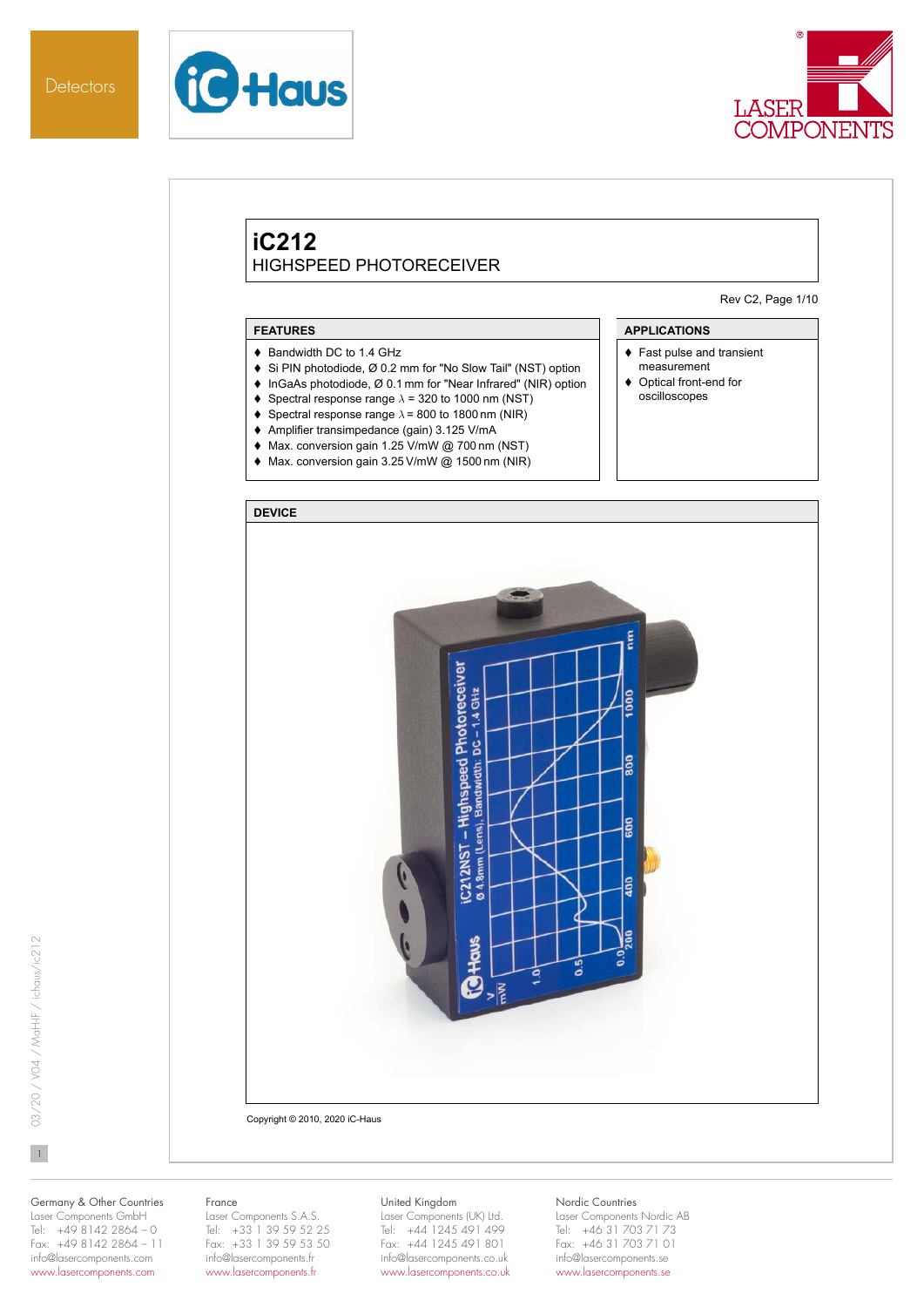Detectors

# iC212

## HIGHSPEED PHOTORECEIVER

Rev C2, Page 1/10

### FEATURES

- Bandwidth DC to 1.4 GHz
- Si PIN photodiode, Ø 0.2 mm for "No Slow Tail" (NST) option
- InGaAs photodiode, Ø 0.1 mm for "Near Infrared" (NIR) option
- Spectral response range λ = 320 to 1000 nm (NST)
- Spectral response range λ = 800 to 1800 nm (NIR)
- Amplifier transimpedance (gain) 3.125 V/mA
- Max. conversion gain 1.25 V/mW @ 700 nm (NST)
- Max. conversion gain 3.25 V/mW @ 1500 nm (NIR)

### APPLICATIONS

- Fast pulse and transient measurement
- Optical front-end for oscilloscopes

### DEVICE

Copyright © 2010, 2020 iC-Haus

03/20 / V04 / MaHF / ichaus/ic212

Germany & Other Countries
Laser Components GmbH
Tel: +49 8142 2864 – 0
Fax: +49 8142 2864 – 11
info@lasercomponents.com
www.lasercomponents.com

France
Laser Components S.A.S.
Tel: +33 1 39 59 52 25
Fax: +33 1 39 59 53 50
info@lasercomponents.fr
www.lasercomponents.fr

United Kingdom
Laser Components (UK) Ltd.
Tel: +44 1245 491 499
Fax: +44 1245 491 801
info@lasercomponents.co.uk
www.lasercomponents.co.uk

Nordic Countries
Laser Components Nordic AB
Tel: +46 31 703 71 73
Fax: +46 31 703 71 01
info@lasercomponents.se
www.lasercomponents.se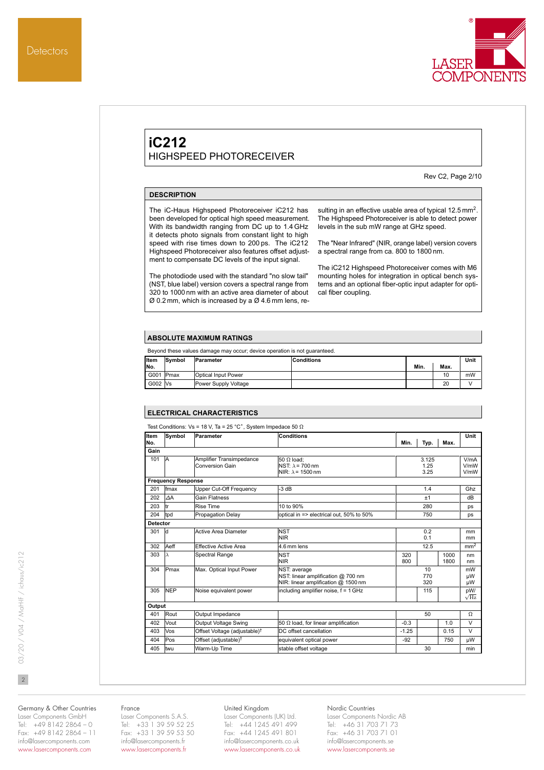# iC212

## HIGHSPEED PHOTORECEIVER

Rev C2, Page 2/10

## DESCRIPTION

The iC-Haus Highspeed Photoreceiver iC212 has been developed for optical high speed measurement. With its bandwidth ranging from DC up to 1.4 GHz it detects photo signals from constant light to high speed with rise times down to 200 ps. The iC212 Highspeed Photoreceiver also features offset adjustment to compensate DC levels of the input signal.

The photodiode used with the standard "no slow tail" (NST, blue label) version covers a spectral range from 320 to 1000 nm with an active area diameter of about Ø 0.2 mm, which is increased by a Ø 4.6 mm lens, resulting in an effective usable area of typical 12.5 mm$^2$. The Highspeed Photoreceiver is able to detect power levels in the sub mW range at GHz speed.

The "Near Infrared" (NIR, orange label) version covers a spectral range from ca. 800 to 1800 nm.

The iC212 Highspeed Photoreceiver comes with M6 mounting holes for integration in optical bench systems and an optional fiber-optic input adapter for optical fiber coupling.

## ABSOLUTE MAXIMUM RATINGS

Beyond these values damage may occur; device operation is not guaranteed.

| Item No. | Symbol | Parameter | Conditions | Min. | Max. | Unit |
|---|---|---|---|---|---|---|
| G001 | Pmax | Optical Input Power | | | 10 | mW |
| G002 | Vs | Power Supply Voltage | | | 20 | V |

## ELECTRICAL CHARACTERISTICS

Test Conditions: Vs = 18 V, Ta = 25 °C, System Impedace 50 Ω

| Item No. | Symbol | Parameter | Conditions | Min. | Typ. | Max. | Unit |
|---|---|---|---|---|---|---|---|
| **Gain** | | | | | | | |
| 101 | A | Amplifier Transimpedance Conversion Gain | 50 Ω load;<br>NST: λ = 700 nm<br>NIR: λ = 1500 nm | | 3.125<br>1.25<br>3.25 | | V/mA<br>V/mW<br>V/mW |
| **Frequency Response** | | | | | | | |
| 201 | fmax | Upper Cut-Off Frequency | -3 dB | | 1.4 | | Ghz |
| 202 | ΔA | Gain Flatness | | | ±1 | | dB |
| 203 | tr | Rise Time | 10 to 90% | | 280 | | ps |
| 204 | tpd | Propagation Delay | optical in => electrical out, 50% to 50% | | 750 | | ps |
| **Detector** | | | | | | | |
| 301 | d | Active Area Diameter | NST<br>NIR | | 0.2<br>0.1 | | mm<br>mm |
| 302 | Aeff | Effective Active Area | 4.6 mm lens | | 12.5 | | mm$^2$ |
| 303 | λ | Spectral Range | NST<br>NIR | 320<br>800 | | 1000<br>1800 | nm<br>nm |
| 304 | Pmax | Max. Optical Input Power | NST: average<br>NST: linear amplification @ 700 nm<br>NIR: linear amplification @ 1500 nm | | 10<br>770<br>320 | | mW<br>µW<br>µW |
| 305 | NEP | Noise equivalent power | including amplifier noise, f = 1 GHz | | 115 | | pW/$\sqrt{Hz}$ |
| **Output** | | | | | | | |
| 401 | Rout | Output Impedance | | | 50 | | Ω |
| 402 | Vout | Output Voltage Swing | 50 Ω load, for linear amplification | -0.3 | | 1.0 | V |
| 403 | Vos | Offset Voltage (adjustable)† | DC offset cancellation | -1.25 | | 0.15 | V |
| 404 | Pos | Offset (adjustable)† | equivalent optical power | -92 | | 750 | µW |
| 405 | twu | Warm-Up Time | stable offset voltage | | 30 | | min |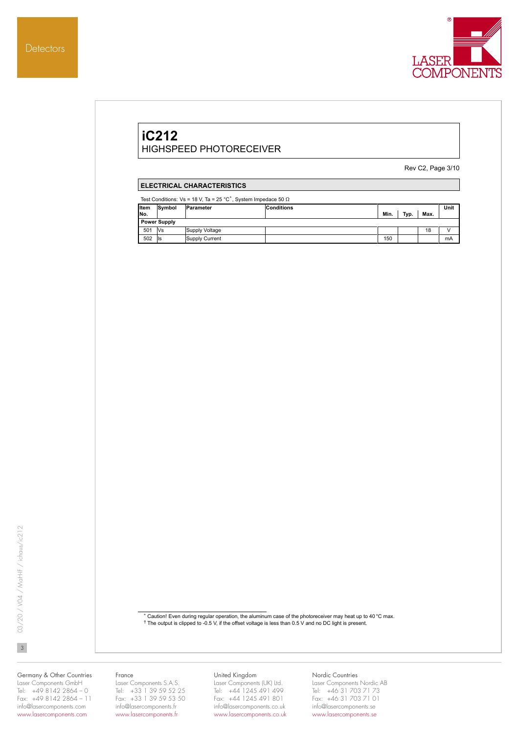# iC212

HIGHSPEED PHOTORECEIVER

Rev C2, Page 3/10

## ELECTRICAL CHARACTERISTICS

Test Conditions: Vs = 18 V, Ta = 25 °C*, System Impedace 50 Ω

| Item No. | Symbol | Parameter | Conditions | Min. | Typ. | Max. | Unit |
|---|---|---|---|---|---|---|---|
| **Power Supply** | | | | | | | |
| 501 | Vs | Supply Voltage | | | | 18 | V |
| 502 | Is | Supply Current | | 150 | | | mA |

\* Caution! Even during regular operation, the aluminum case of the photoreceiver may heat up to 40 °C max.
† The output is clipped to -0.5 V, if the offset voltage is less than 0.5 V and no DC light is present.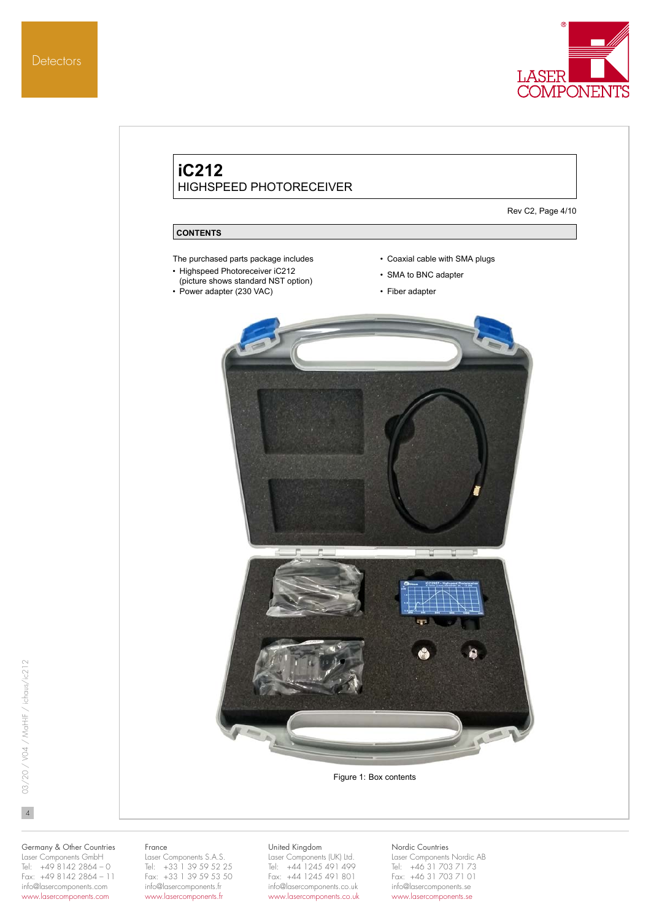# iC212
## HIGHSPEED PHOTORECEIVER

Rev C2, Page 4/10

### CONTENTS

The purchased parts package includes

- Highspeed Photoreceiver iC212 (picture shows standard NST option)
- Power adapter (230 VAC)
- Coaxial cable with SMA plugs
- SMA to BNC adapter
- Fiber adapter

Figure 1: Box contents

Germany & Other Countries
Laser Components GmbH
Tel: +49 8142 2864 – 0
Fax: +49 8142 2864 – 11
info@lasercomponents.com
www.lasercomponents.com

France
Laser Components S.A.S.
Tel: +33 1 39 59 52 25
Fax: +33 1 39 59 53 50
info@lasercomponents.fr
www.lasercomponents.fr

United Kingdom
Laser Components (UK) Ltd.
Tel: +44 1245 491 499
Fax: +44 1245 491 801
info@lasercomponents.co.uk
www.lasercomponents.co.uk

Nordic Countries
Laser Components Nordic AB
Tel: +46 31 703 71 73
Fax: +46 31 703 71 01
info@lasercomponents.se
www.lasercomponents.se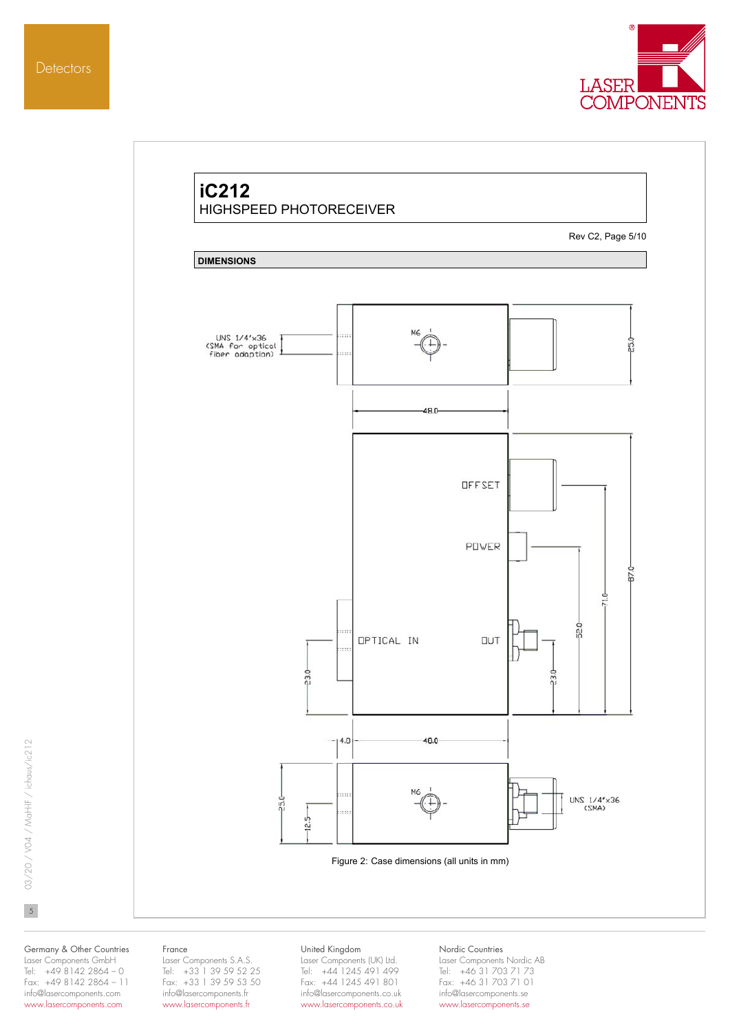# iC212

HIGHSPEED PHOTORECEIVER

Rev C2, Page 5/10

## DIMENSIONS

UNS 1/4"x36 (SMA for optical fiber adaption)

M6

25.0

48.0

OFFSET

POWER

OPTICAL IN

OUT

23.0

23.0

52.0

71.0

87.0

4.0

40.0

25.0

12.5

M6

UNS 1/4"x36 (SMA)

Figure 2: Case dimensions (all units in mm)

Germany & Other Countries
Laser Components GmbH
Tel: +49 8142 2864 – 0
Fax: +49 8142 2864 – 11
info@lasercomponents.com
www.lasercomponents.com

France
Laser Components S.A.S.
Tel: +33 1 39 59 52 25
Fax: +33 1 39 59 53 50
info@lasercomponents.fr
www.lasercomponents.fr

United Kingdom
Laser Components (UK) Ltd.
Tel: +44 1245 491 499
Fax: +44 1245 491 801
info@lasercomponents.co.uk
www.lasercomponents.co.uk

Nordic Countries
Laser Components Nordic AB
Tel: +46 31 703 71 73
Fax: +46 31 703 71 01
info@lasercomponents.se
www.lasercomponents.se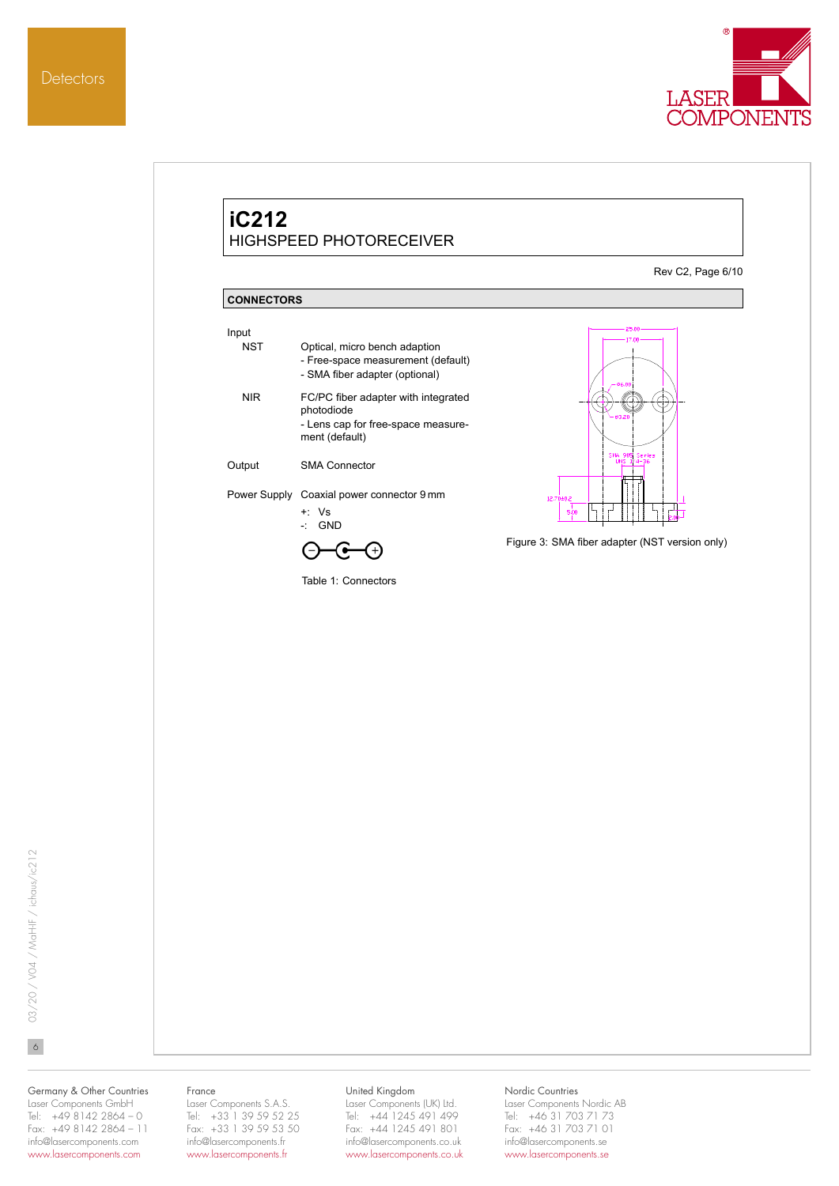# iC212
HIGHSPEED PHOTORECEIVER

Rev C2, Page 6/10

## CONNECTORS

| | |
|---|---|
| Input | |
| NST | Optical, micro bench adaption<br>- Free-space measurement (default)<br>- SMA fiber adapter (optional) |
| NIR | FC/PC fiber adapter with integrated photodiode<br>- Lens cap for free-space measurement (default) |
| Output | SMA Connector |
| Power Supply | Coaxial power connector 9 mm<br>+: Vs<br>-: GND |

Table 1: Connectors

Figure 3: SMA fiber adapter (NST version only)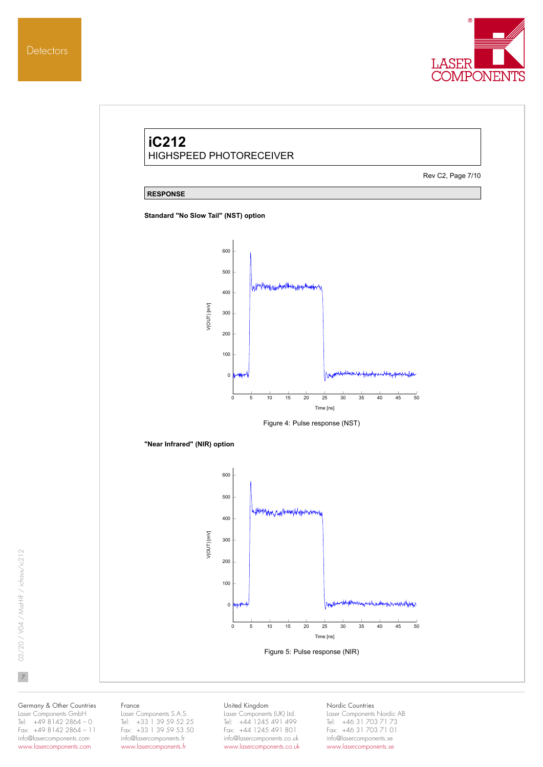# iC212

HIGHSPEED PHOTORECEIVER

Rev C2, Page 7/10

## RESPONSE

**Standard "No Slow Tail" (NST) option**

Figure 4: Pulse response (NST)

**"Near Infrared" (NIR) option**

Figure 5: Pulse response (NIR)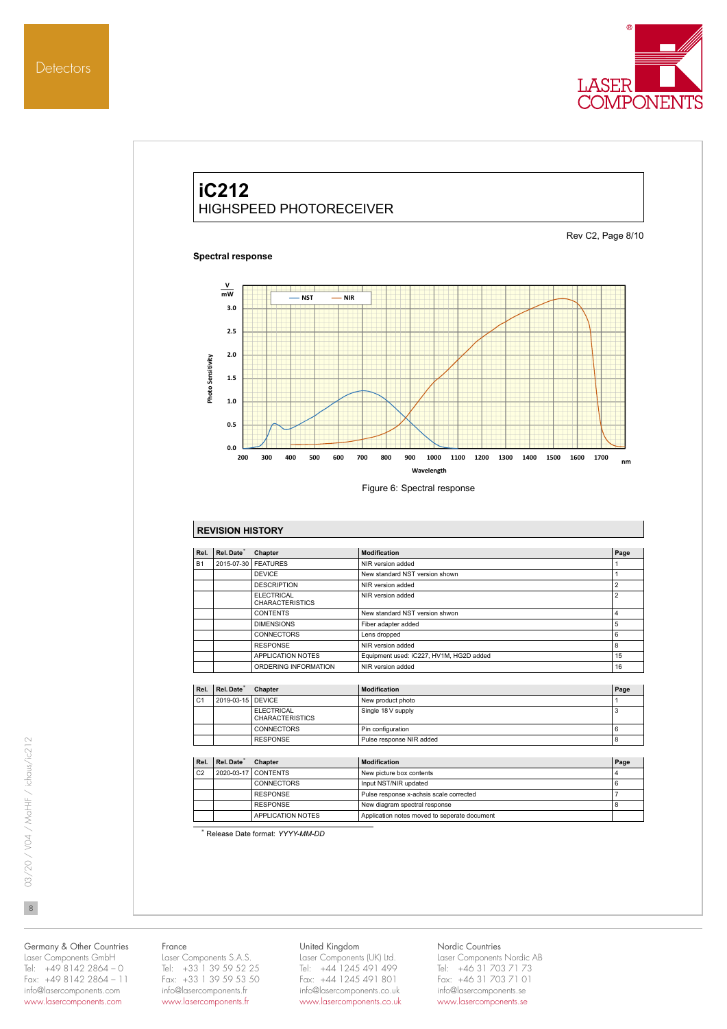# iC212
HIGHSPEED PHOTORECEIVER

Rev C2, Page 8/10

**Spectral response**

Figure 6: Spectral response

## REVISION HISTORY

| Rel. | Rel. Date* | Chapter | Modification | Page |
|---|---|---|---|---|
| B1 | 2015-07-30 | FEATURES | NIR version added | 1 |
| | | DEVICE | New standard NST version shown | 1 |
| | | DESCRIPTION | NIR version added | 2 |
| | | ELECTRICAL CHARACTERISTICS | NIR version added | 2 |
| | | CONTENTS | New standard NST version shwon | 4 |
| | | DIMENSIONS | Fiber adapter added | 5 |
| | | CONNECTORS | Lens dropped | 6 |
| | | RESPONSE | NIR version added | 8 |
| | | APPLICATION NOTES | Equipment used: iC227, HV1M, HG2D added | 15 |
| | | ORDERING INFORMATION | NIR version added | 16 |

| Rel. | Rel. Date* | Chapter | Modification | Page |
|---|---|---|---|---|
| C1 | 2019-03-15 | DEVICE | New product photo | 1 |
| | | ELECTRICAL CHARACTERISTICS | Single 18 V supply | 3 |
| | | CONNECTORS | Pin configuration | 6 |
| | | RESPONSE | Pulse response NIR added | 8 |

| Rel. | Rel. Date* | Chapter | Modification | Page |
|---|---|---|---|---|
| C2 | 2020-03-17 | CONTENTS | New picture box contents | 4 |
| | | CONNECTORS | Input NST/NIR updated | 6 |
| | | RESPONSE | Pulse response x-achsis scale corrected | 7 |
| | | RESPONSE | New diagram spectral response | 8 |
| | | APPLICATION NOTES | Application notes moved to seperate document | |

* Release Date format: *YYYY-MM-DD*

Germany & Other Countries
Laser Components GmbH
Tel: +49 8142 2864 – 0
Fax: +49 8142 2864 – 11
info@lasercomponents.com
www.lasercomponents.com

France
Laser Components S.A.S.
Tel: +33 1 39 59 52 25
Fax: +33 1 39 59 53 50
info@lasercomponents.fr
www.lasercomponents.fr

United Kingdom
Laser Components (UK) Ltd.
Tel: +44 1245 491 499
Fax: +44 1245 491 801
info@lasercomponents.co.uk
www.lasercomponents.co.uk

Nordic Countries
Laser Components Nordic AB
Tel: +46 31 703 71 73
Fax: +46 31 703 71 01
info@lasercomponents.se
www.lasercomponents.se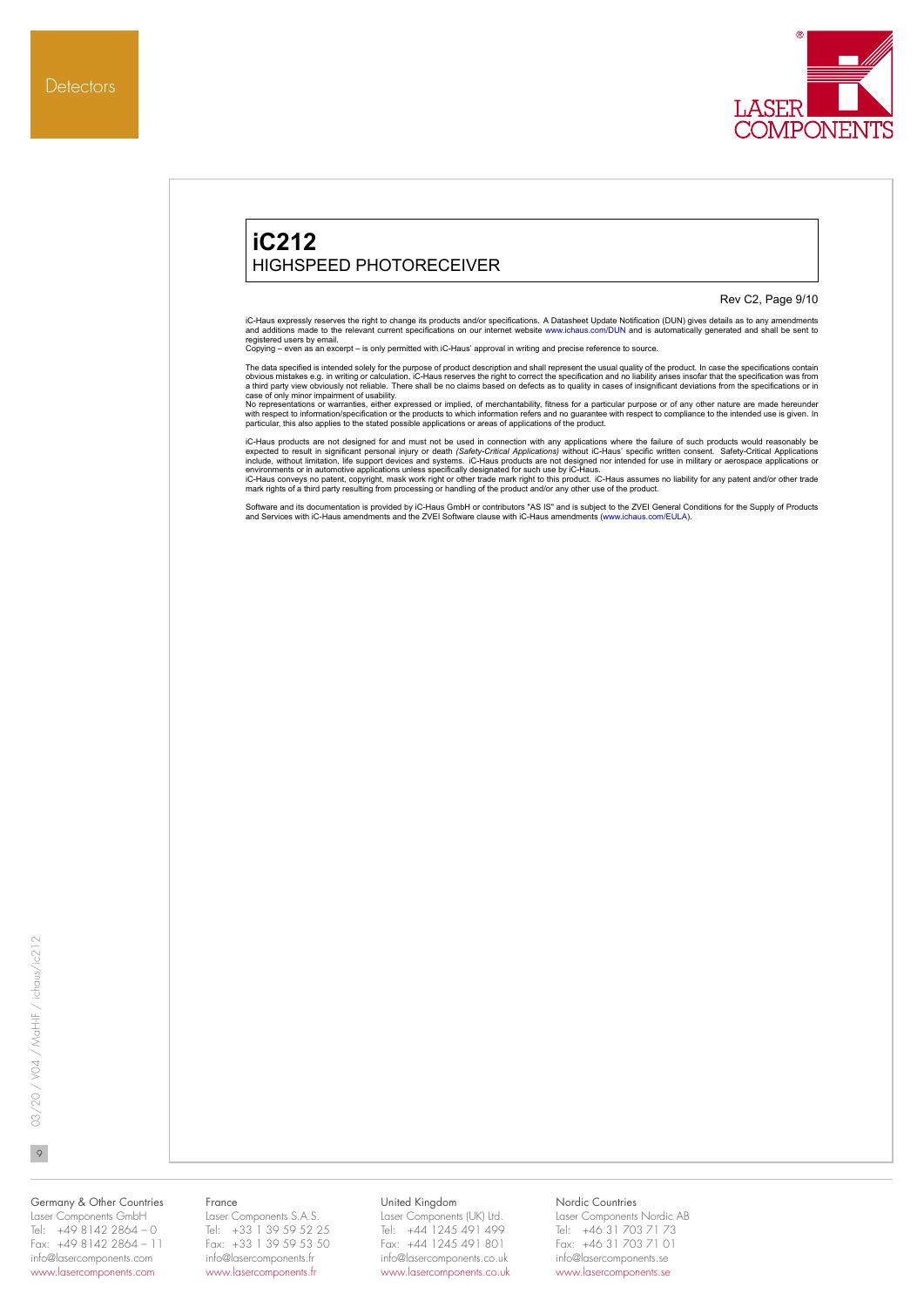iC-Haus expressly reserves the right to change its products and/or specifications. A Datasheet Update Notification (DUN) gives details as to any amendments and additions made to the relevant current specifications on our internet website www.ichaus.com/DUN and is automatically generated and shall be sent to registered users by email.
Copying – even as an excerpt – is only permitted with iC-Haus' approval in writing and precise reference to source.

The data specified is intended solely for the purpose of product description and shall represent the usual quality of the product. In case the specifications contain obvious mistakes e.g. in writing or calculation, iC-Haus reserves the right to correct the specification and no liability arises insofar that the specification was from a third party view obviously not reliable. There shall be no claims based on defects as to quality in cases of insignificant deviations from the specifications or in case of only minor impairment of usability.
No representations or warranties, either expressed or implied, of merchantability, fitness for a particular purpose or of any other nature are made hereunder with respect to information/specification or the products to which information refers and no guarantee with respect to compliance to the intended use is given. In particular, this also applies to the stated possible applications or areas of applications of the product.

iC-Haus products are not designed for and must not be used in connection with any applications where the failure of such products would reasonably be expected to result in significant personal injury or death *(Safety-Critical Applications)* without iC-Haus' specific written consent. Safety-Critical Applications include, without limitation, life support devices and systems. iC-Haus products are not designed nor intended for use in military or aerospace applications or environments or in automotive applications unless specifically designated for such use by iC-Haus.
iC-Haus conveys no patent, copyright, mask work right or other trade mark right to this product. iC-Haus assumes no liability for any patent and/or other trade mark rights of a third party resulting from processing or handling of the product and/or any other use of the product.

Software and its documentation is provided by iC-Haus GmbH or contributors "AS IS" and is subject to the ZVEI General Conditions for the Supply of Products and Services with iC-Haus amendments and the ZVEI Software clause with iC-Haus amendments (www.ichaus.com/EULA).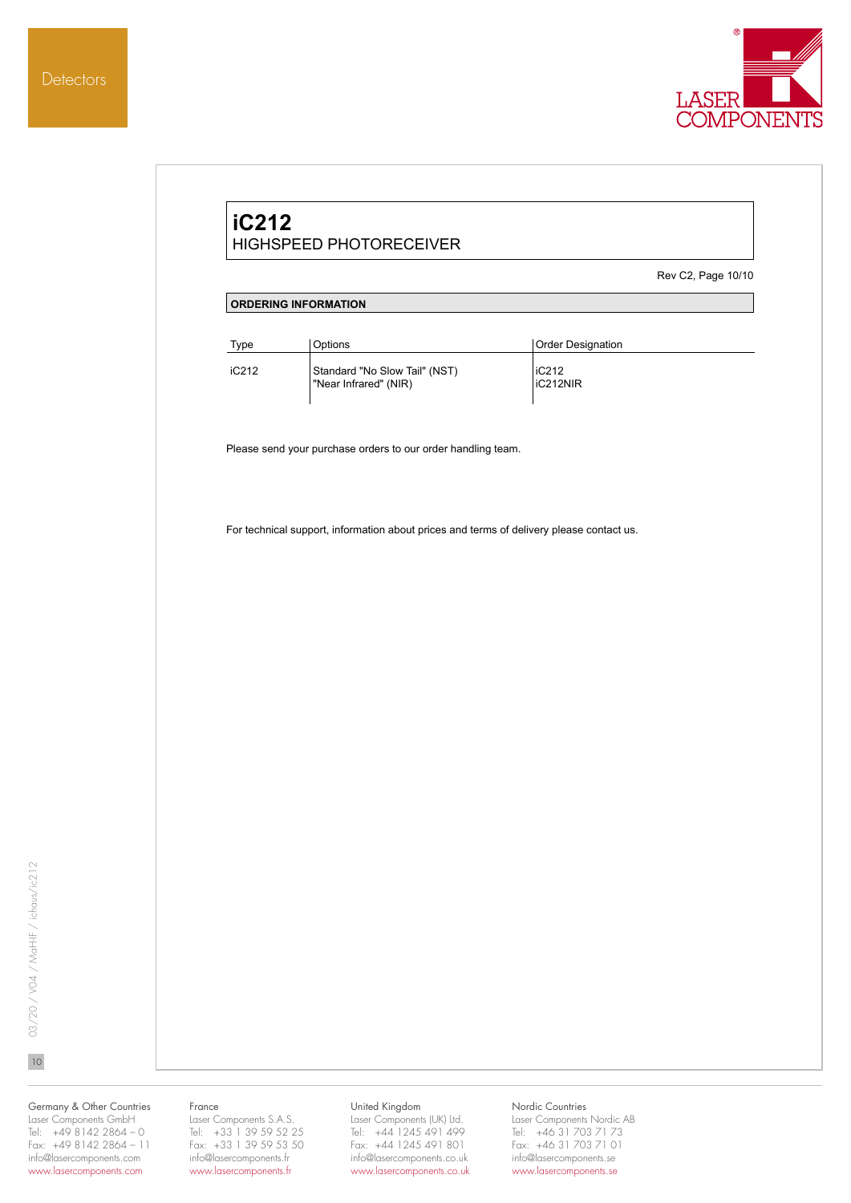# iC212
HIGHSPEED PHOTORECEIVER

Rev C2, Page 10/10

## ORDERING INFORMATION

| Type | Options | Order Designation |
|---|---|---|
| iC212 | Standard "No Slow Tail" (NST)<br>"Near Infrared" (NIR) | iC212<br>iC212NIR |

Please send your purchase orders to our order handling team.

For technical support, information about prices and terms of delivery please contact us.

Germany & Other Countries
Laser Components GmbH
Tel: +49 8142 2864 – 0
Fax: +49 8142 2864 – 11
info@lasercomponents.com
www.lasercomponents.com

France
Laser Components S.A.S.
Tel: +33 1 39 59 52 25
Fax: +33 1 39 59 53 50
info@lasercomponents.fr
www.lasercomponents.fr

United Kingdom
Laser Components (UK) Ltd.
Tel: +44 1245 491 499
Fax: +44 1245 491 801
info@lasercomponents.co.uk
www.lasercomponents.co.uk

Nordic Countries
Laser Components Nordic AB
Tel: +46 31 703 71 73
Fax: +46 31 703 71 01
info@lasercomponents.se
www.lasercomponents.se